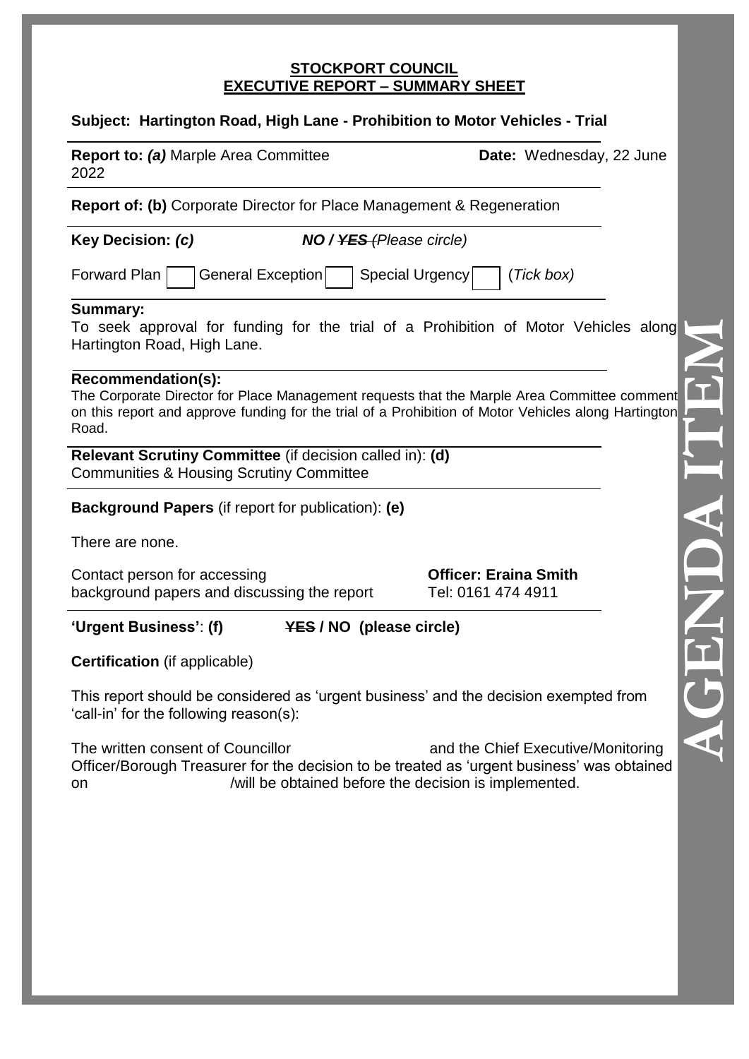**STOCKPORT COUNCIL**
**EXECUTIVE REPORT – SUMMARY SHEET**

**Subject: Hartington Road, High Lane - Prohibition to Motor Vehicles - Trial**

**Report to: *(a)*** Marple Area Committee **Date:** Wednesday, 22 June 2022

**Report of: (b)** Corporate Director for Place Management & Regeneration

**Key Decision: *(c)*** ***NO / ~~YES~~*** *(Please circle)*

Forward Plan ☐ General Exception ☐ Special Urgency ☐ (*Tick box)*

**Summary:**
To seek approval for funding for the trial of a Prohibition of Motor Vehicles along Hartington Road, High Lane.

**Recommendation(s):**
The Corporate Director for Place Management requests that the Marple Area Committee comment on this report and approve funding for the trial of a Prohibition of Motor Vehicles along Hartington Road.

**Relevant Scrutiny Committee** (if decision called in): **(d)**
Communities & Housing Scrutiny Committee

**Background Papers** (if report for publication): **(e)**

There are none.

Contact person for accessing background papers and discussing the report **Officer: Eraina Smith** Tel: 0161 474 4911

**'Urgent Business'**: **(f)** **~~YES~~ / NO (please circle)**

**Certification** (if applicable)

This report should be considered as 'urgent business' and the decision exempted from 'call-in' for the following reason(s):

The written consent of Councillor and the Chief Executive/Monitoring Officer/Borough Treasurer for the decision to be treated as 'urgent business' was obtained on /will be obtained before the decision is implemented.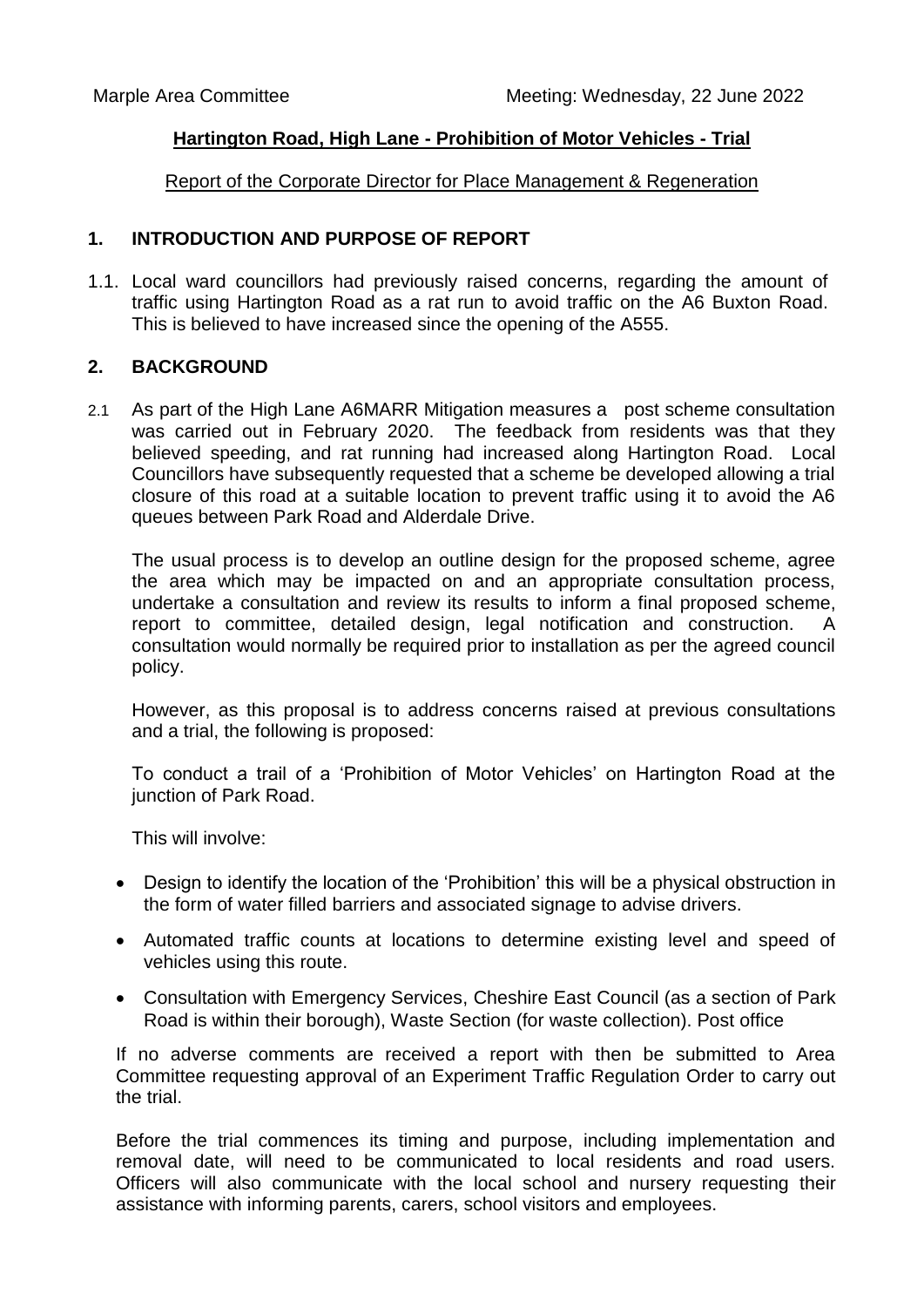Marple Area Committee                                    Meeting: Wednesday, 22 June 2022

**Hartington Road, High Lane - Prohibition of Motor Vehicles - Trial**

Report of the Corporate Director for Place Management & Regeneration

## 1. INTRODUCTION AND PURPOSE OF REPORT

1.1. Local ward councillors had previously raised concerns, regarding the amount of traffic using Hartington Road as a rat run to avoid traffic on the A6 Buxton Road. This is believed to have increased since the opening of the A555.

## 2. BACKGROUND

2.1 As part of the High Lane A6MARR Mitigation measures a post scheme consultation was carried out in February 2020. The feedback from residents was that they believed speeding, and rat running had increased along Hartington Road. Local Councillors have subsequently requested that a scheme be developed allowing a trial closure of this road at a suitable location to prevent traffic using it to avoid the A6 queues between Park Road and Alderdale Drive.

The usual process is to develop an outline design for the proposed scheme, agree the area which may be impacted on and an appropriate consultation process, undertake a consultation and review its results to inform a final proposed scheme, report to committee, detailed design, legal notification and construction. A consultation would normally be required prior to installation as per the agreed council policy.

However, as this proposal is to address concerns raised at previous consultations and a trial, the following is proposed:

To conduct a trail of a 'Prohibition of Motor Vehicles' on Hartington Road at the junction of Park Road.

This will involve:

- Design to identify the location of the 'Prohibition' this will be a physical obstruction in the form of water filled barriers and associated signage to advise drivers.
- Automated traffic counts at locations to determine existing level and speed of vehicles using this route.
- Consultation with Emergency Services, Cheshire East Council (as a section of Park Road is within their borough), Waste Section (for waste collection). Post office

If no adverse comments are received a report with then be submitted to Area Committee requesting approval of an Experiment Traffic Regulation Order to carry out the trial.

Before the trial commences its timing and purpose, including implementation and removal date, will need to be communicated to local residents and road users. Officers will also communicate with the local school and nursery requesting their assistance with informing parents, carers, school visitors and employees.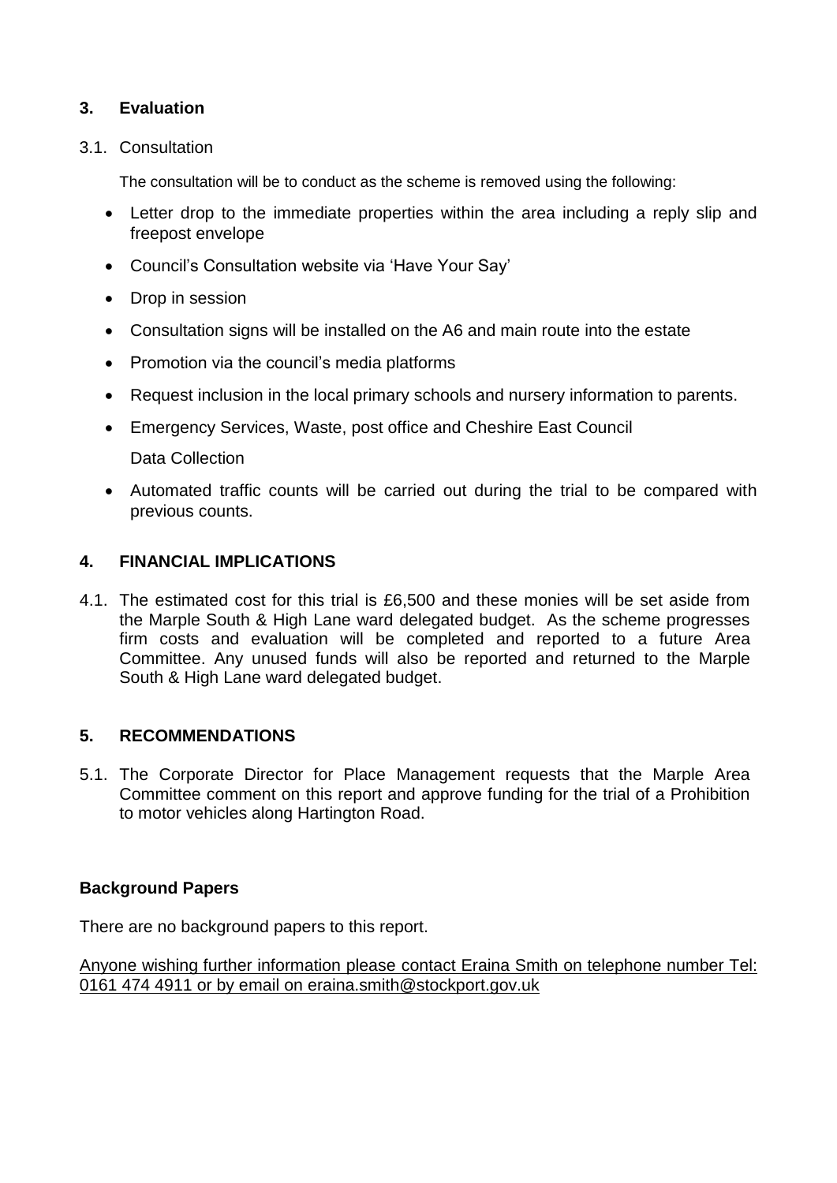## 3. Evaluation

3.1. Consultation

The consultation will be to conduct as the scheme is removed using the following:

- Letter drop to the immediate properties within the area including a reply slip and freepost envelope
- Council's Consultation website via 'Have Your Say'
- Drop in session
- Consultation signs will be installed on the A6 and main route into the estate
- Promotion via the council's media platforms
- Request inclusion in the local primary schools and nursery information to parents.
- Emergency Services, Waste, post office and Cheshire East Council

  Data Collection

- Automated traffic counts will be carried out during the trial to be compared with previous counts.

## 4. FINANCIAL IMPLICATIONS

4.1. The estimated cost for this trial is £6,500 and these monies will be set aside from the Marple South & High Lane ward delegated budget. As the scheme progresses firm costs and evaluation will be completed and reported to a future Area Committee. Any unused funds will also be reported and returned to the Marple South & High Lane ward delegated budget.

## 5. RECOMMENDATIONS

5.1. The Corporate Director for Place Management requests that the Marple Area Committee comment on this report and approve funding for the trial of a Prohibition to motor vehicles along Hartington Road.

**Background Papers**

There are no background papers to this report.

Anyone wishing further information please contact Eraina Smith on telephone number Tel: 0161 474 4911 or by email on eraina.smith@stockport.gov.uk